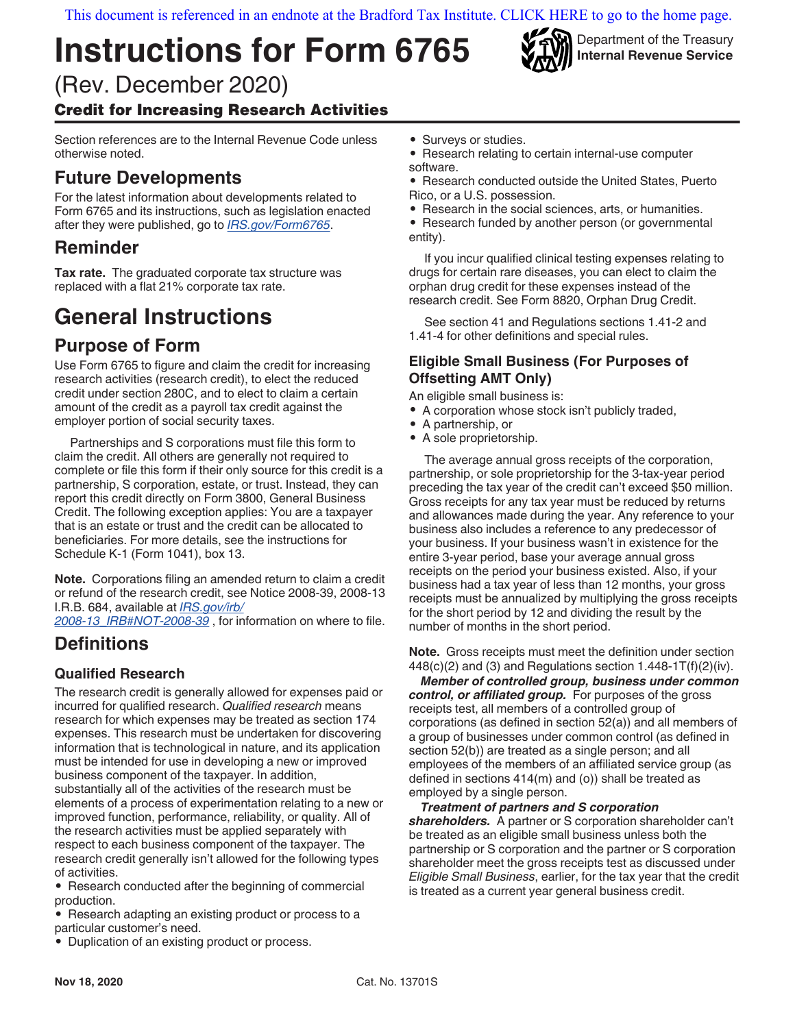This document is referenced in an endnote at the Bradford Tax Institute. CLICK HERE to go to the home page.

# Instructions for Form 6765

(Rev. December 2020)

**Credit for Increasing Research Activities**

Department of the Treasury
Internal Revenue Service

Section references are to the Internal Revenue Code unless otherwise noted.

## Future Developments

For the latest information about developments related to Form 6765 and its instructions, such as legislation enacted after they were published, go to *IRS.gov/Form6765*.

## Reminder

**Tax rate.** The graduated corporate tax structure was replaced with a flat 21% corporate tax rate.

# General Instructions

## Purpose of Form

Use Form 6765 to figure and claim the credit for increasing research activities (research credit), to elect the reduced credit under section 280C, and to elect to claim a certain amount of the credit as a payroll tax credit against the employer portion of social security taxes.

Partnerships and S corporations must file this form to claim the credit. All others are generally not required to complete or file this form if their only source for this credit is a partnership, S corporation, estate, or trust. Instead, they can report this credit directly on Form 3800, General Business Credit. The following exception applies: You are a taxpayer that is an estate or trust and the credit can be allocated to beneficiaries. For more details, see the instructions for Schedule K-1 (Form 1041), box 13.

**Note.** Corporations filing an amended return to claim a credit or refund of the research credit, see Notice 2008-39, 2008-13 I.R.B. 684, available at *IRS.gov/irb/2008-13_IRB#NOT-2008-39* , for information on where to file.

## Definitions

### Qualified Research

The research credit is generally allowed for expenses paid or incurred for qualified research. *Qualified research* means research for which expenses may be treated as section 174 expenses. This research must be undertaken for discovering information that is technological in nature, and its application must be intended for use in developing a new or improved business component of the taxpayer. In addition, substantially all of the activities of the research must be elements of a process of experimentation relating to a new or improved function, performance, reliability, or quality. All of the research activities must be applied separately with respect to each business component of the taxpayer. The research credit generally isn't allowed for the following types of activities.

- Research conducted after the beginning of commercial production.
- Research adapting an existing product or process to a particular customer's need.
- Duplication of an existing product or process.
- Surveys or studies.
- Research relating to certain internal-use computer software.
- Research conducted outside the United States, Puerto Rico, or a U.S. possession.
- Research in the social sciences, arts, or humanities.
- Research funded by another person (or governmental entity).

If you incur qualified clinical testing expenses relating to drugs for certain rare diseases, you can elect to claim the orphan drug credit for these expenses instead of the research credit. See Form 8820, Orphan Drug Credit.

See section 41 and Regulations sections 1.41-2 and 1.41-4 for other definitions and special rules.

### Eligible Small Business (For Purposes of Offsetting AMT Only)

An eligible small business is:

- A corporation whose stock isn't publicly traded,
- A partnership, or
- A sole proprietorship.

The average annual gross receipts of the corporation, partnership, or sole proprietorship for the 3-tax-year period preceding the tax year of the credit can't exceed $50 million. Gross receipts for any tax year must be reduced by returns and allowances made during the year. Any reference to your business also includes a reference to any predecessor of your business. If your business wasn't in existence for the entire 3-year period, base your average annual gross receipts on the period your business existed. Also, if your business had a tax year of less than 12 months, your gross receipts must be annualized by multiplying the gross receipts for the short period by 12 and dividing the result by the number of months in the short period.

**Note.** Gross receipts must meet the definition under section 448(c)(2) and (3) and Regulations section 1.448-1T(f)(2)(iv).

***Member of controlled group, business under common control, or affiliated group.*** For purposes of the gross receipts test, all members of a controlled group of corporations (as defined in section 52(a)) and all members of a group of businesses under common control (as defined in section 52(b)) are treated as a single person; and all employees of the members of an affiliated service group (as defined in sections 414(m) and (o)) shall be treated as employed by a single person.

***Treatment of partners and S corporation shareholders.*** A partner or S corporation shareholder can't be treated as an eligible small business unless both the partnership or S corporation and the partner or S corporation shareholder meet the gross receipts test as discussed under *Eligible Small Business*, earlier, for the tax year that the credit is treated as a current year general business credit.

Nov 18, 2020 Cat. No. 13701S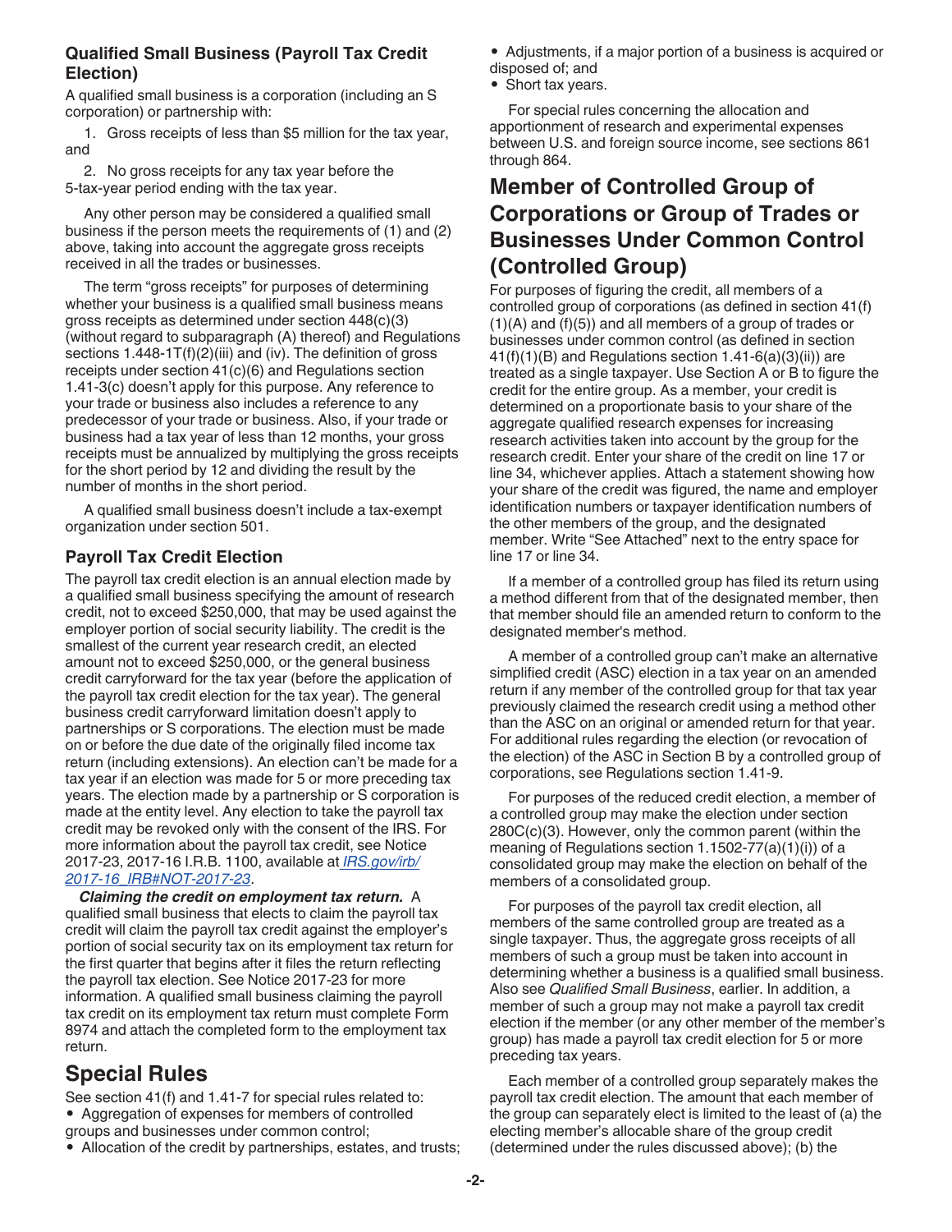### Qualified Small Business (Payroll Tax Credit Election)

A qualified small business is a corporation (including an S corporation) or partnership with:

1. Gross receipts of less than $5 million for the tax year, and
2. No gross receipts for any tax year before the 5-tax-year period ending with the tax year.

Any other person may be considered a qualified small business if the person meets the requirements of (1) and (2) above, taking into account the aggregate gross receipts received in all the trades or businesses.

The term "gross receipts" for purposes of determining whether your business is a qualified small business means gross receipts as determined under section 448(c)(3) (without regard to subparagraph (A) thereof) and Regulations sections 1.448-1T(f)(2)(iii) and (iv). The definition of gross receipts under section 41(c)(6) and Regulations section 1.41-3(c) doesn't apply for this purpose. Any reference to your trade or business also includes a reference to any predecessor of your trade or business. Also, if your trade or business had a tax year of less than 12 months, your gross receipts must be annualized by multiplying the gross receipts for the short period by 12 and dividing the result by the number of months in the short period.

A qualified small business doesn't include a tax-exempt organization under section 501.

### Payroll Tax Credit Election

The payroll tax credit election is an annual election made by a qualified small business specifying the amount of research credit, not to exceed $250,000, that may be used against the employer portion of social security liability. The credit is the smallest of the current year research credit, an elected amount not to exceed $250,000, or the general business credit carryforward for the tax year (before the application of the payroll tax credit election for the tax year). The general business credit carryforward limitation doesn't apply to partnerships or S corporations. The election must be made on or before the due date of the originally filed income tax return (including extensions). An election can't be made for a tax year if an election was made for 5 or more preceding tax years. The election made by a partnership or S corporation is made at the entity level. Any election to take the payroll tax credit may be revoked only with the consent of the IRS. For more information about the payroll tax credit, see Notice 2017-23, 2017-16 I.R.B. 1100, available at *IRS.gov/irb/2017-16_IRB#NOT-2017-23*.

***Claiming the credit on employment tax return.*** A qualified small business that elects to claim the payroll tax credit will claim the payroll tax credit against the employer's portion of social security tax on its employment tax return for the first quarter that begins after it files the return reflecting the payroll tax election. See Notice 2017-23 for more information. A qualified small business claiming the payroll tax credit on its employment tax return must complete Form 8974 and attach the completed form to the employment tax return.

## Special Rules

See section 41(f) and 1.41-7 for special rules related to:

- Aggregation of expenses for members of controlled groups and businesses under common control;
- Allocation of the credit by partnerships, estates, and trusts;
- Adjustments, if a major portion of a business is acquired or disposed of; and
- Short tax years.

For special rules concerning the allocation and apportionment of research and experimental expenses between U.S. and foreign source income, see sections 861 through 864.

## Member of Controlled Group of Corporations or Group of Trades or Businesses Under Common Control (Controlled Group)

For purposes of figuring the credit, all members of a controlled group of corporations (as defined in section 41(f)(1)(A) and (f)(5)) and all members of a group of trades or businesses under common control (as defined in section 41(f)(1)(B) and Regulations section 1.41-6(a)(3)(ii)) are treated as a single taxpayer. Use Section A or B to figure the credit for the entire group. As a member, your credit is determined on a proportionate basis to your share of the aggregate qualified research expenses for increasing research activities taken into account by the group for the research credit. Enter your share of the credit on line 17 or line 34, whichever applies. Attach a statement showing how your share of the credit was figured, the name and employer identification numbers or taxpayer identification numbers of the other members of the group, and the designated member. Write "See Attached" next to the entry space for line 17 or line 34.

If a member of a controlled group has filed its return using a method different from that of the designated member, then that member should file an amended return to conform to the designated member's method.

A member of a controlled group can't make an alternative simplified credit (ASC) election in a tax year on an amended return if any member of the controlled group for that tax year previously claimed the research credit using a method other than the ASC on an original or amended return for that year. For additional rules regarding the election (or revocation of the election) of the ASC in Section B by a controlled group of corporations, see Regulations section 1.41-9.

For purposes of the reduced credit election, a member of a controlled group may make the election under section 280C(c)(3). However, only the common parent (within the meaning of Regulations section 1.1502-77(a)(1)(i)) of a consolidated group may make the election on behalf of the members of a consolidated group.

For purposes of the payroll tax credit election, all members of the same controlled group are treated as a single taxpayer. Thus, the aggregate gross receipts of all members of such a group must be taken into account in determining whether a business is a qualified small business. Also see *Qualified Small Business*, earlier. In addition, a member of such a group may not make a payroll tax credit election if the member (or any other member of the member's group) has made a payroll tax credit election for 5 or more preceding tax years.

Each member of a controlled group separately makes the payroll tax credit election. The amount that each member of the group can separately elect is limited to the least of (a) the electing member's allocable share of the group credit (determined under the rules discussed above); (b) the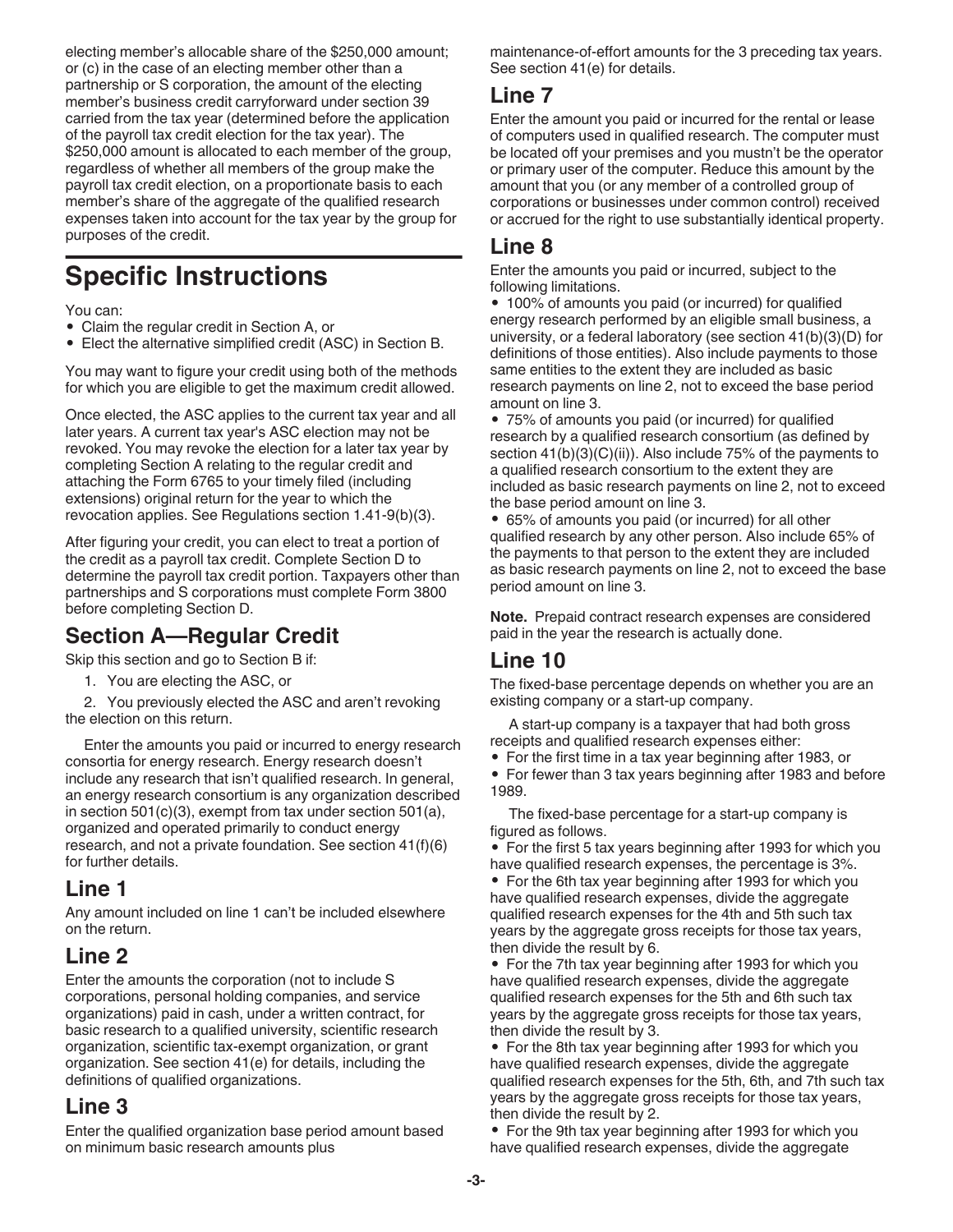electing member's allocable share of the $250,000 amount; or (c) in the case of an electing member other than a partnership or S corporation, the amount of the electing member's business credit carryforward under section 39 carried from the tax year (determined before the application of the payroll tax credit election for the tax year). The $250,000 amount is allocated to each member of the group, regardless of whether all members of the group make the payroll tax credit election, on a proportionate basis to each member's share of the aggregate of the qualified research expenses taken into account for the tax year by the group for purposes of the credit.

# Specific Instructions

You can:

- Claim the regular credit in Section A, or
- Elect the alternative simplified credit (ASC) in Section B.

You may want to figure your credit using both of the methods for which you are eligible to get the maximum credit allowed.

Once elected, the ASC applies to the current tax year and all later years. A current tax year's ASC election may not be revoked. You may revoke the election for a later tax year by completing Section A relating to the regular credit and attaching the Form 6765 to your timely filed (including extensions) original return for the year to which the revocation applies. See Regulations section 1.41-9(b)(3).

After figuring your credit, you can elect to treat a portion of the credit as a payroll tax credit. Complete Section D to determine the payroll tax credit portion. Taxpayers other than partnerships and S corporations must complete Form 3800 before completing Section D.

## Section A—Regular Credit

Skip this section and go to Section B if:

1. You are electing the ASC, or
2. You previously elected the ASC and aren't revoking the election on this return.

Enter the amounts you paid or incurred to energy research consortia for energy research. Energy research doesn't include any research that isn't qualified research. In general, an energy research consortium is any organization described in section 501(c)(3), exempt from tax under section 501(a), organized and operated primarily to conduct energy research, and not a private foundation. See section 41(f)(6) for further details.

## Line 1

Any amount included on line 1 can't be included elsewhere on the return.

## Line 2

Enter the amounts the corporation (not to include S corporations, personal holding companies, and service organizations) paid in cash, under a written contract, for basic research to a qualified university, scientific research organization, scientific tax-exempt organization, or grant organization. See section 41(e) for details, including the definitions of qualified organizations.

## Line 3

Enter the qualified organization base period amount based on minimum basic research amounts plus maintenance-of-effort amounts for the 3 preceding tax years. See section 41(e) for details.

## Line 7

Enter the amount you paid or incurred for the rental or lease of computers used in qualified research. The computer must be located off your premises and you mustn't be the operator or primary user of the computer. Reduce this amount by the amount that you (or any member of a controlled group of corporations or businesses under common control) received or accrued for the right to use substantially identical property.

## Line 8

Enter the amounts you paid or incurred, subject to the following limitations.

- 100% of amounts you paid (or incurred) for qualified energy research performed by an eligible small business, a university, or a federal laboratory (see section 41(b)(3)(D) for definitions of those entities). Also include payments to those same entities to the extent they are included as basic research payments on line 2, not to exceed the base period amount on line 3.
- 75% of amounts you paid (or incurred) for qualified research by a qualified research consortium (as defined by section 41(b)(3)(C)(ii)). Also include 75% of the payments to a qualified research consortium to the extent they are included as basic research payments on line 2, not to exceed the base period amount on line 3.
- 65% of amounts you paid (or incurred) for all other qualified research by any other person. Also include 65% of the payments to that person to the extent they are included as basic research payments on line 2, not to exceed the base period amount on line 3.

**Note.** Prepaid contract research expenses are considered paid in the year the research is actually done.

## Line 10

The fixed-base percentage depends on whether you are an existing company or a start-up company.

A start-up company is a taxpayer that had both gross receipts and qualified research expenses either:

- For the first time in a tax year beginning after 1983, or
- For fewer than 3 tax years beginning after 1983 and before 1989.

The fixed-base percentage for a start-up company is figured as follows.

- For the first 5 tax years beginning after 1993 for which you have qualified research expenses, the percentage is 3%.
- For the 6th tax year beginning after 1993 for which you have qualified research expenses, divide the aggregate qualified research expenses for the 4th and 5th such tax years by the aggregate gross receipts for those tax years, then divide the result by 6.
- For the 7th tax year beginning after 1993 for which you have qualified research expenses, divide the aggregate qualified research expenses for the 5th and 6th such tax years by the aggregate gross receipts for those tax years, then divide the result by 3.
- For the 8th tax year beginning after 1993 for which you have qualified research expenses, divide the aggregate qualified research expenses for the 5th, 6th, and 7th such tax years by the aggregate gross receipts for those tax years, then divide the result by 2.
- For the 9th tax year beginning after 1993 for which you have qualified research expenses, divide the aggregate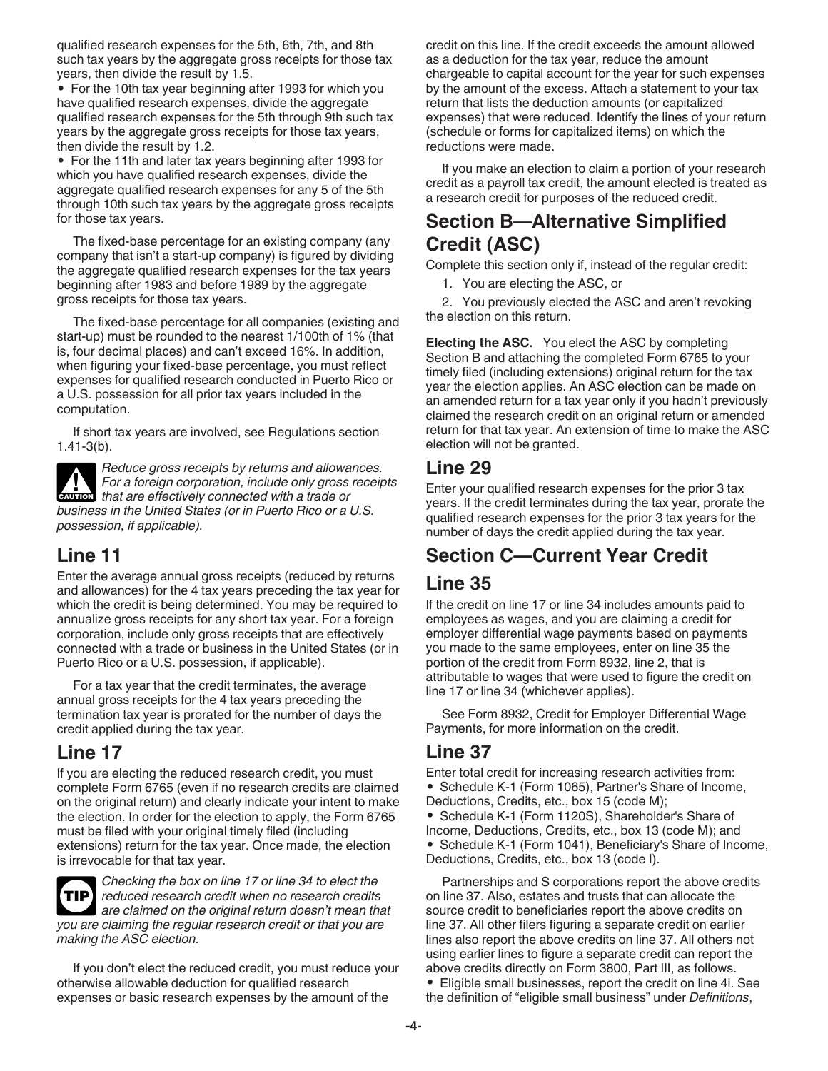qualified research expenses for the 5th, 6th, 7th, and 8th such tax years by the aggregate gross receipts for those tax years, then divide the result by 1.5.

- For the 10th tax year beginning after 1993 for which you have qualified research expenses, divide the aggregate qualified research expenses for the 5th through 9th such tax years by the aggregate gross receipts for those tax years, then divide the result by 1.2.
- For the 11th and later tax years beginning after 1993 for which you have qualified research expenses, divide the aggregate qualified research expenses for any 5 of the 5th through 10th such tax years by the aggregate gross receipts for those tax years.

The fixed-base percentage for an existing company (any company that isn't a start-up company) is figured by dividing the aggregate qualified research expenses for the tax years beginning after 1983 and before 1989 by the aggregate gross receipts for those tax years.

The fixed-base percentage for all companies (existing and start-up) must be rounded to the nearest 1/100th of 1% (that is, four decimal places) and can't exceed 16%. In addition, when figuring your fixed-base percentage, you must reflect expenses for qualified research conducted in Puerto Rico or a U.S. possession for all prior tax years included in the computation.

If short tax years are involved, see Regulations section 1.41-3(b).

**CAUTION** *Reduce gross receipts by returns and allowances. For a foreign corporation, include only gross receipts that are effectively connected with a trade or business in the United States (or in Puerto Rico or a U.S. possession, if applicable).*

## Line 11

Enter the average annual gross receipts (reduced by returns and allowances) for the 4 tax years preceding the tax year for which the credit is being determined. You may be required to annualize gross receipts for any short tax year. For a foreign corporation, include only gross receipts that are effectively connected with a trade or business in the United States (or in Puerto Rico or a U.S. possession, if applicable).

For a tax year that the credit terminates, the average annual gross receipts for the 4 tax years preceding the termination tax year is prorated for the number of days the credit applied during the tax year.

## Line 17

If you are electing the reduced research credit, you must complete Form 6765 (even if no research credits are claimed on the original return) and clearly indicate your intent to make the election. In order for the election to apply, the Form 6765 must be filed with your original timely filed (including extensions) return for the tax year. Once made, the election is irrevocable for that tax year.

**TIP** *Checking the box on line 17 or line 34 to elect the reduced research credit when no research credits are claimed on the original return doesn't mean that you are claiming the regular research credit or that you are making the ASC election.*

If you don't elect the reduced credit, you must reduce your otherwise allowable deduction for qualified research expenses or basic research expenses by the amount of the credit on this line. If the credit exceeds the amount allowed as a deduction for the tax year, reduce the amount chargeable to capital account for the year for such expenses by the amount of the excess. Attach a statement to your tax return that lists the deduction amounts (or capitalized expenses) that were reduced. Identify the lines of your return (schedule or forms for capitalized items) on which the reductions were made.

If you make an election to claim a portion of your research credit as a payroll tax credit, the amount elected is treated as a research credit for purposes of the reduced credit.

# Section B—Alternative Simplified Credit (ASC)

Complete this section only if, instead of the regular credit:

1. You are electing the ASC, or
2. You previously elected the ASC and aren't revoking the election on this return.

**Electing the ASC.** You elect the ASC by completing Section B and attaching the completed Form 6765 to your timely filed (including extensions) original return for the tax year the election applies. An ASC election can be made on an amended return for a tax year only if you hadn't previously claimed the research credit on an original return or amended return for that tax year. An extension of time to make the ASC election will not be granted.

## Line 29

Enter your qualified research expenses for the prior 3 tax years. If the credit terminates during the tax year, prorate the qualified research expenses for the prior 3 tax years for the number of days the credit applied during the tax year.

# Section C—Current Year Credit

## Line 35

If the credit on line 17 or line 34 includes amounts paid to employees as wages, and you are claiming a credit for employer differential wage payments based on payments you made to the same employees, enter on line 35 the portion of the credit from Form 8932, line 2, that is attributable to wages that were used to figure the credit on line 17 or line 34 (whichever applies).

See Form 8932, Credit for Employer Differential Wage Payments, for more information on the credit.

## Line 37

Enter total credit for increasing research activities from:

- Schedule K-1 (Form 1065), Partner's Share of Income, Deductions, Credits, etc., box 15 (code M);
- Schedule K-1 (Form 1120S), Shareholder's Share of Income, Deductions, Credits, etc., box 13 (code M); and
- Schedule K-1 (Form 1041), Beneficiary's Share of Income, Deductions, Credits, etc., box 13 (code I).

Partnerships and S corporations report the above credits on line 37. Also, estates and trusts that can allocate the source credit to beneficiaries report the above credits on line 37. All other filers figuring a separate credit on earlier lines also report the above credits on line 37. All others not using earlier lines to figure a separate credit can report the above credits directly on Form 3800, Part III, as follows.

- Eligible small businesses, report the credit on line 4i. See the definition of "eligible small business" under *Definitions*,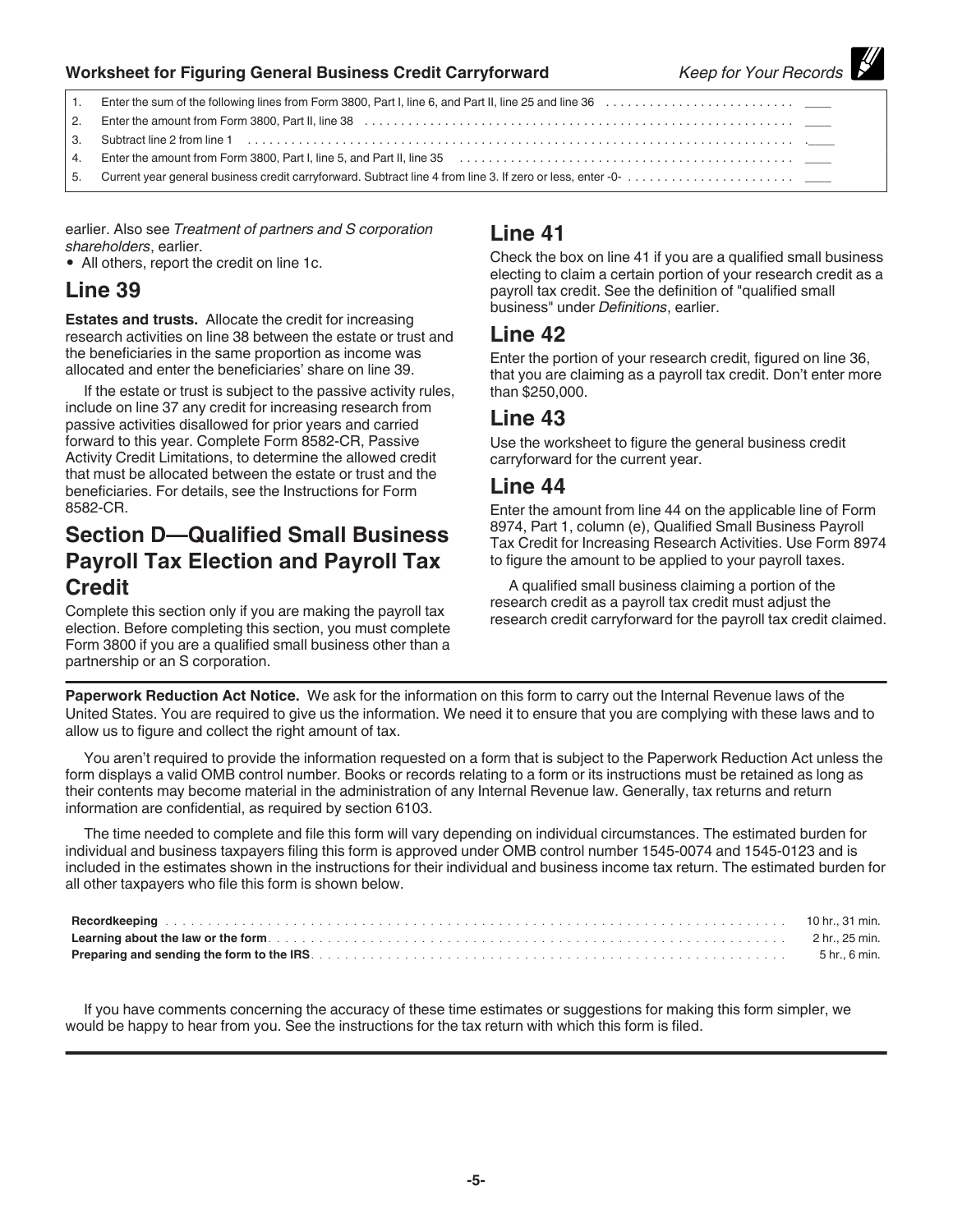**Worksheet for Figuring General Business Credit Carryforward** *Keep for Your Records*

| | | |
|---|---|---|
| 1. | Enter the sum of the following lines from Form 3800, Part I, line 6, and Part II, line 25 and line 36 | |
| 2. | Enter the amount from Form 3800, Part II, line 38 | |
| 3. | Subtract line 2 from line 1 | |
| 4. | Enter the amount from Form 3800, Part I, line 5, and Part II, line 35 | |
| 5. | Current year general business credit carryforward. Subtract line 4 from line 3. If zero or less, enter -0- | |

earlier. Also see *Treatment of partners and S corporation shareholders*, earlier.

- All others, report the credit on line 1c.

## Line 39

**Estates and trusts.** Allocate the credit for increasing research activities on line 38 between the estate or trust and the beneficiaries in the same proportion as income was allocated and enter the beneficiaries' share on line 39.

If the estate or trust is subject to the passive activity rules, include on line 37 any credit for increasing research from passive activities disallowed for prior years and carried forward to this year. Complete Form 8582-CR, Passive Activity Credit Limitations, to determine the allowed credit that must be allocated between the estate or trust and the beneficiaries. For details, see the Instructions for Form 8582-CR.

## Section D—Qualified Small Business Payroll Tax Election and Payroll Tax Credit

Complete this section only if you are making the payroll tax election. Before completing this section, you must complete Form 3800 if you are a qualified small business other than a partnership or an S corporation.

## Line 41

Check the box on line 41 if you are a qualified small business electing to claim a certain portion of your research credit as a payroll tax credit. See the definition of "qualified small business" under *Definitions*, earlier.

## Line 42

Enter the portion of your research credit, figured on line 36, that you are claiming as a payroll tax credit. Don't enter more than $250,000.

## Line 43

Use the worksheet to figure the general business credit carryforward for the current year.

## Line 44

Enter the amount from line 44 on the applicable line of Form 8974, Part 1, column (e), Qualified Small Business Payroll Tax Credit for Increasing Research Activities. Use Form 8974 to figure the amount to be applied to your payroll taxes.

A qualified small business claiming a portion of the research credit as a payroll tax credit must adjust the research credit carryforward for the payroll tax credit claimed.

---

**Paperwork Reduction Act Notice.** We ask for the information on this form to carry out the Internal Revenue laws of the United States. You are required to give us the information. We need it to ensure that you are complying with these laws and to allow us to figure and collect the right amount of tax.

You aren't required to provide the information requested on a form that is subject to the Paperwork Reduction Act unless the form displays a valid OMB control number. Books or records relating to a form or its instructions must be retained as long as their contents may become material in the administration of any Internal Revenue law. Generally, tax returns and return information are confidential, as required by section 6103.

The time needed to complete and file this form will vary depending on individual circumstances. The estimated burden for individual and business taxpayers filing this form is approved under OMB control number 1545-0074 and 1545-0123 and is included in the estimates shown in the instructions for their individual and business income tax return. The estimated burden for all other taxpayers who file this form is shown below.

| | |
|---|---|
| **Recordkeeping** | 10 hr., 31 min. |
| **Learning about the law or the form** | 2 hr., 25 min. |
| **Preparing and sending the form to the IRS** | 5 hr., 6 min. |

If you have comments concerning the accuracy of these time estimates or suggestions for making this form simpler, we would be happy to hear from you. See the instructions for the tax return with which this form is filed.